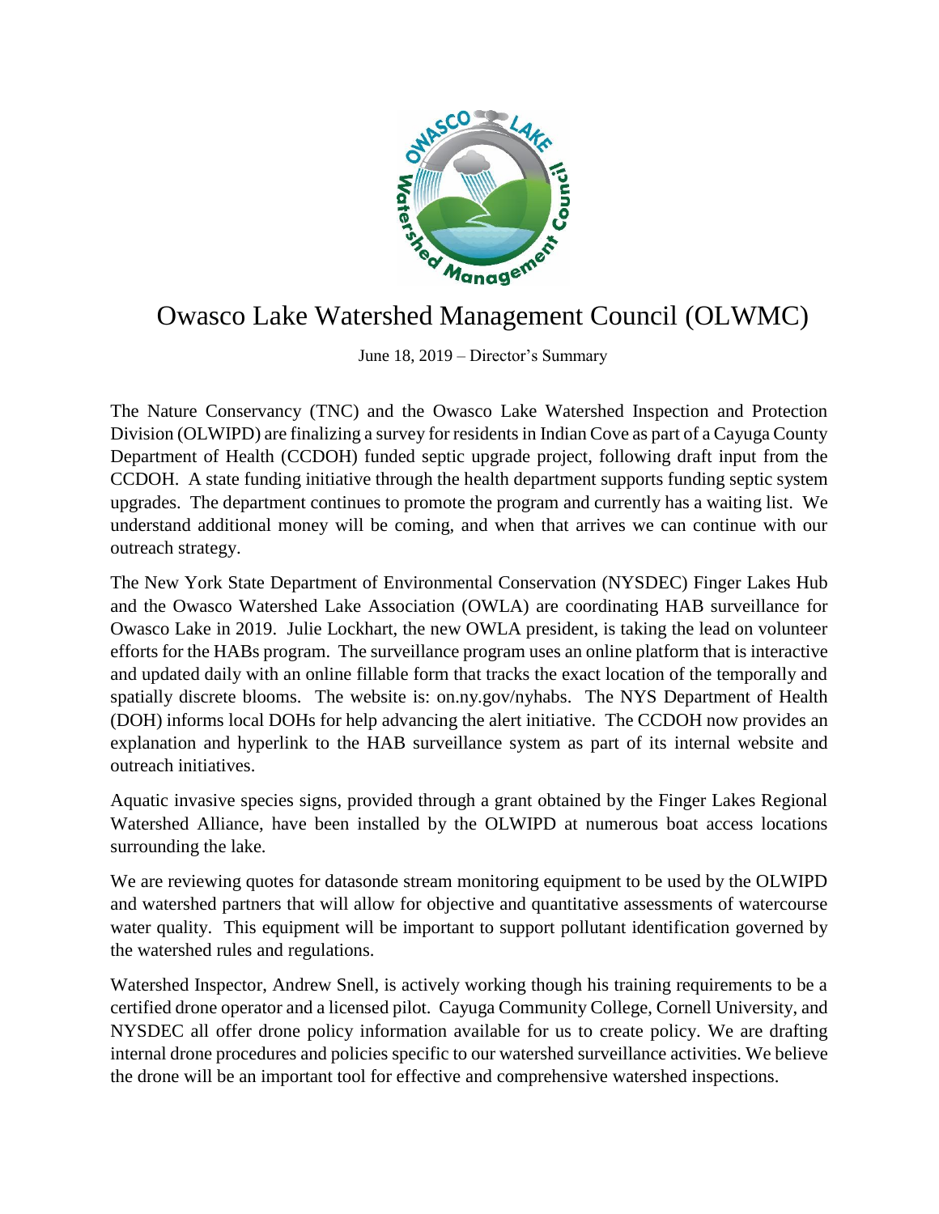# Owasco Lake Watershed Management Council (OLWMC)

June 18, 2019 – Director's Summary

The Nature Conservancy (TNC) and the Owasco Lake Watershed Inspection and Protection Division (OLWIPD) are finalizing a survey for residents in Indian Cove as part of a Cayuga County Department of Health (CCDOH) funded septic upgrade project, following draft input from the CCDOH. A state funding initiative through the health department supports funding septic system upgrades. The department continues to promote the program and currently has a waiting list. We understand additional money will be coming, and when that arrives we can continue with our outreach strategy.

The New York State Department of Environmental Conservation (NYSDEC) Finger Lakes Hub and the Owasco Watershed Lake Association (OWLA) are coordinating HAB surveillance for Owasco Lake in 2019. Julie Lockhart, the new OWLA president, is taking the lead on volunteer efforts for the HABs program. The surveillance program uses an online platform that is interactive and updated daily with an online fillable form that tracks the exact location of the temporally and spatially discrete blooms. The website is: on.ny.gov/nyhabs. The NYS Department of Health (DOH) informs local DOHs for help advancing the alert initiative. The CCDOH now provides an explanation and hyperlink to the HAB surveillance system as part of its internal website and outreach initiatives.

Aquatic invasive species signs, provided through a grant obtained by the Finger Lakes Regional Watershed Alliance, have been installed by the OLWIPD at numerous boat access locations surrounding the lake.

We are reviewing quotes for datasonde stream monitoring equipment to be used by the OLWIPD and watershed partners that will allow for objective and quantitative assessments of watercourse water quality. This equipment will be important to support pollutant identification governed by the watershed rules and regulations.

Watershed Inspector, Andrew Snell, is actively working though his training requirements to be a certified drone operator and a licensed pilot. Cayuga Community College, Cornell University, and NYSDEC all offer drone policy information available for us to create policy. We are drafting internal drone procedures and policies specific to our watershed surveillance activities. We believe the drone will be an important tool for effective and comprehensive watershed inspections.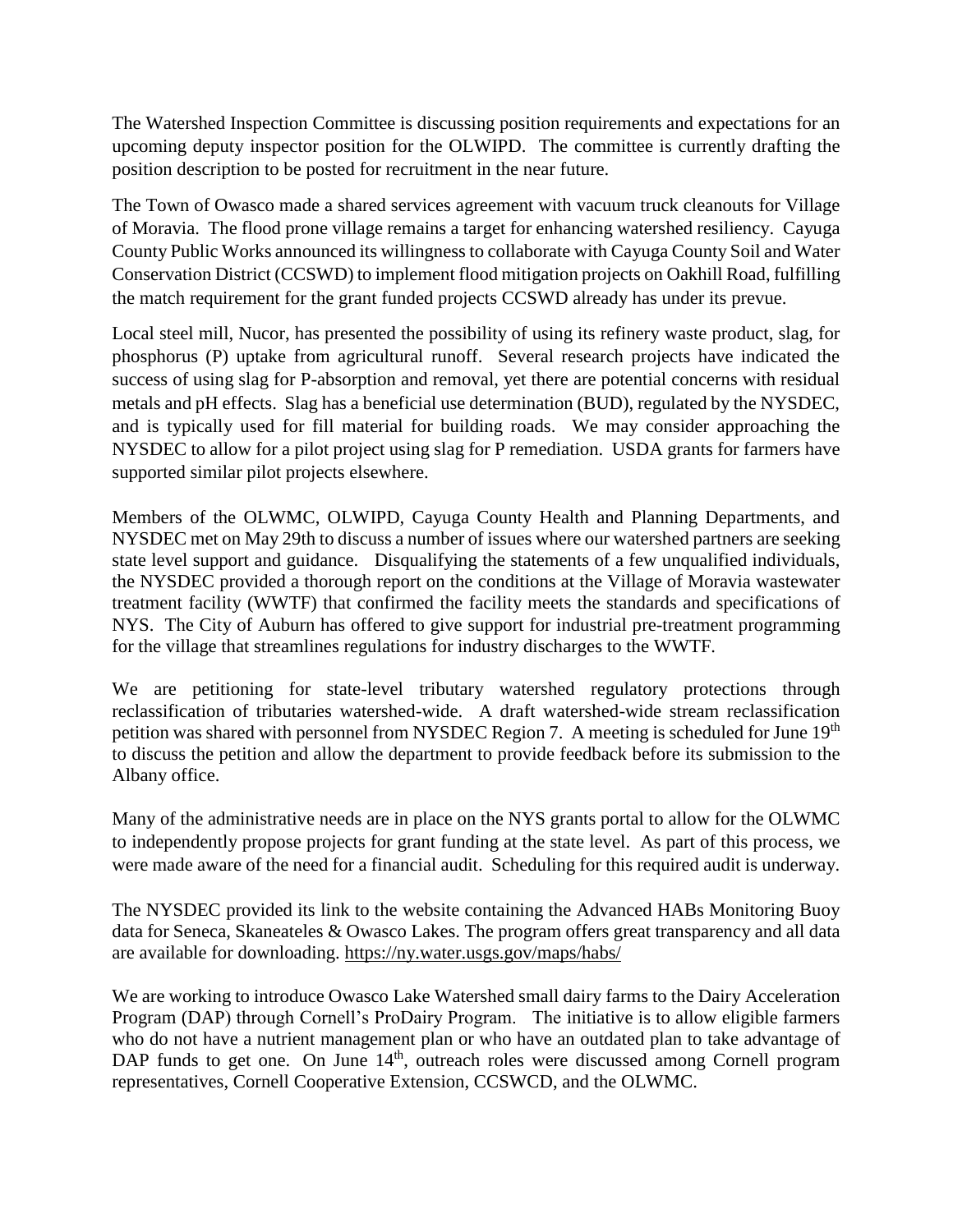The Watershed Inspection Committee is discussing position requirements and expectations for an upcoming deputy inspector position for the OLWIPD. The committee is currently drafting the position description to be posted for recruitment in the near future.

The Town of Owasco made a shared services agreement with vacuum truck cleanouts for Village of Moravia. The flood prone village remains a target for enhancing watershed resiliency. Cayuga County Public Works announced its willingness to collaborate with Cayuga County Soil and Water Conservation District (CCSWD) to implement flood mitigation projects on Oakhill Road, fulfilling the match requirement for the grant funded projects CCSWD already has under its prevue.

Local steel mill, Nucor, has presented the possibility of using its refinery waste product, slag, for phosphorus (P) uptake from agricultural runoff. Several research projects have indicated the success of using slag for P-absorption and removal, yet there are potential concerns with residual metals and pH effects. Slag has a beneficial use determination (BUD), regulated by the NYSDEC, and is typically used for fill material for building roads. We may consider approaching the NYSDEC to allow for a pilot project using slag for P remediation. USDA grants for farmers have supported similar pilot projects elsewhere.

Members of the OLWMC, OLWIPD, Cayuga County Health and Planning Departments, and NYSDEC met on May 29th to discuss a number of issues where our watershed partners are seeking state level support and guidance. Disqualifying the statements of a few unqualified individuals, the NYSDEC provided a thorough report on the conditions at the Village of Moravia wastewater treatment facility (WWTF) that confirmed the facility meets the standards and specifications of NYS. The City of Auburn has offered to give support for industrial pre-treatment programming for the village that streamlines regulations for industry discharges to the WWTF.

We are petitioning for state-level tributary watershed regulatory protections through reclassification of tributaries watershed-wide. A draft watershed-wide stream reclassification petition was shared with personnel from NYSDEC Region 7. A meeting is scheduled for June 19th to discuss the petition and allow the department to provide feedback before its submission to the Albany office.

Many of the administrative needs are in place on the NYS grants portal to allow for the OLWMC to independently propose projects for grant funding at the state level. As part of this process, we were made aware of the need for a financial audit. Scheduling for this required audit is underway.

The NYSDEC provided its link to the website containing the Advanced HABs Monitoring Buoy data for Seneca, Skaneateles & Owasco Lakes. The program offers great transparency and all data are available for downloading. https://ny.water.usgs.gov/maps/habs/

We are working to introduce Owasco Lake Watershed small dairy farms to the Dairy Acceleration Program (DAP) through Cornell's ProDairy Program. The initiative is to allow eligible farmers who do not have a nutrient management plan or who have an outdated plan to take advantage of DAP funds to get one. On June 14th, outreach roles were discussed among Cornell program representatives, Cornell Cooperative Extension, CCSWCD, and the OLWMC.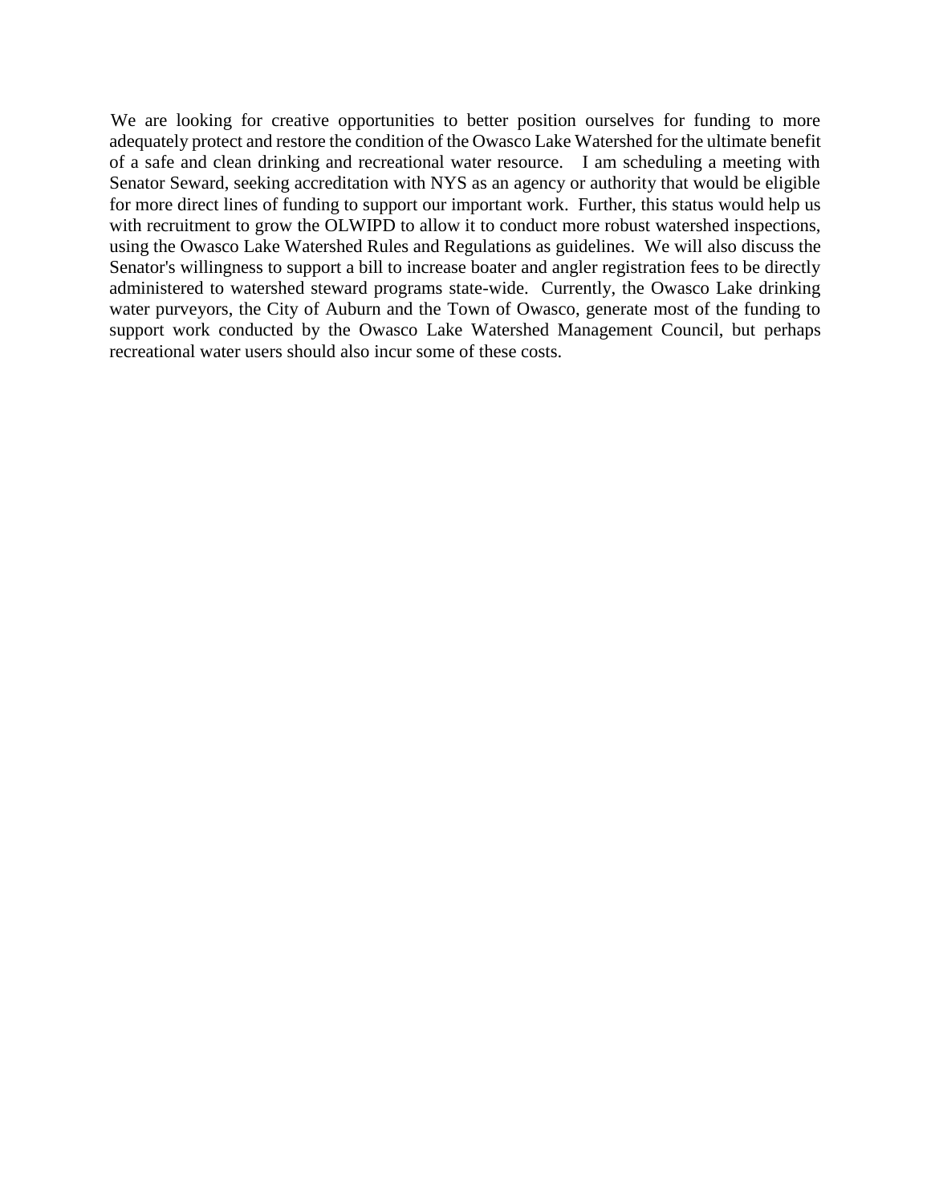We are looking for creative opportunities to better position ourselves for funding to more adequately protect and restore the condition of the Owasco Lake Watershed for the ultimate benefit of a safe and clean drinking and recreational water resource. I am scheduling a meeting with Senator Seward, seeking accreditation with NYS as an agency or authority that would be eligible for more direct lines of funding to support our important work. Further, this status would help us with recruitment to grow the OLWIPD to allow it to conduct more robust watershed inspections, using the Owasco Lake Watershed Rules and Regulations as guidelines. We will also discuss the Senator's willingness to support a bill to increase boater and angler registration fees to be directly administered to watershed steward programs state-wide. Currently, the Owasco Lake drinking water purveyors, the City of Auburn and the Town of Owasco, generate most of the funding to support work conducted by the Owasco Lake Watershed Management Council, but perhaps recreational water users should also incur some of these costs.